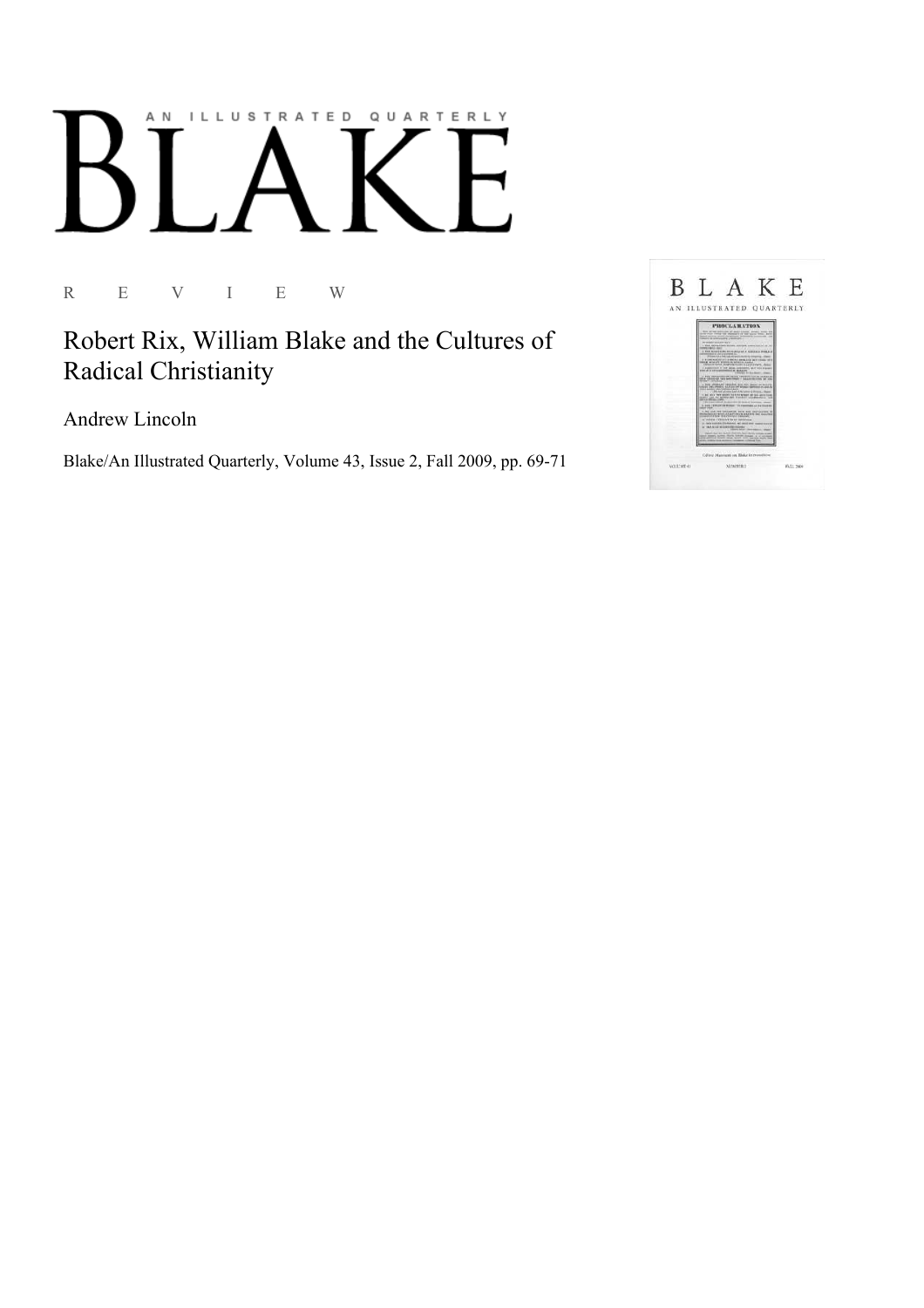# AN ILLUSTRATED QUARTERLY BLAKE

R E V I E W

## Robert Rix, William Blake and the Cultures of Radical Christianity

Andrew Lincoln

Blake/An Illustrated Quarterly, Volume 43, Issue 2, Fall 2009, pp. 69-71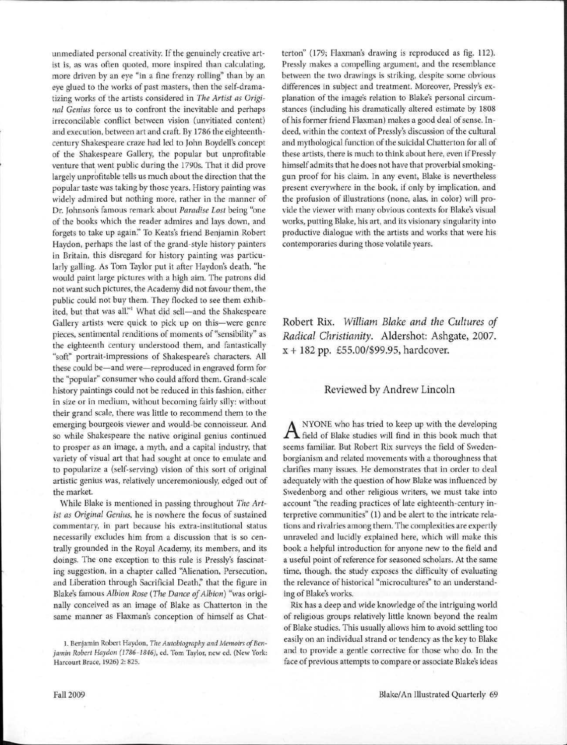unmediated personal creativity. If the genuinely creative artist is, as was often quoted, more inspired than calculating, more driven by an eye "in a fine frenzy rolling" than by an eye glued to the works of past masters, then the self-dramatizing works of the artists considered in *The Artist as Original Genius* force us to confront the inevitable and perhaps irreconcilable conflict between vision (unvitiated content) and execution, between art and craft. By 1786 the eighteenth-century Shakespeare craze had led to John Boydell's concept of the Shakespeare Gallery, the popular but unprofitable venture that went public during the 1790s. That it did prove largely unprofitable tells us much about the direction that the popular taste was taking by those years. History painting was widely admired but nothing more, rather in the manner of Dr. Johnson's famous remark about *Paradise Lost* being "one of the books which the reader admires and lays down, and forgets to take up again." To Keats's friend Benjamin Robert Haydon, perhaps the last of the grand-style history painters in Britain, this disregard for history painting was particularly galling. As Tom Taylor put it after Haydon's death, "he would paint large pictures with a high aim. The patrons did not want such pictures, the Academy did not favour them, the public could not buy them. They flocked to see them exhibited, but that was all."[1] What did sell—and the Shakespeare Gallery artists were quick to pick up on this—were genre pieces, sentimental renditions of moments of "sensibility" as the eighteenth century understood them, and fantastically "soft" portrait-impressions of Shakespeare's characters. All these could be—and were—reproduced in engraved form for the "popular" consumer who could afford them. Grand-scale history paintings could not be reduced in this fashion, either in size or in medium, without becoming fairly silly: without their grand scale, there was little to recommend them to the emerging bourgeois viewer and would-be connoisseur. And so while Shakespeare the native original genius continued to prosper as an image, a myth, and a capital industry, that variety of visual art that had sought at once to emulate and to popularize a (self-serving) vision of this sort of original artistic genius was, relatively unceremoniously, edged out of the market.

While Blake is mentioned in passing throughout *The Artist as Original Genius*, he is nowhere the focus of sustained commentary, in part because his extra-institutional status necessarily excludes him from a discussion that is so centrally grounded in the Royal Academy, its members, and its doings. The one exception to this rule is Pressly's fascinating suggestion, in a chapter called "Alienation, Persecution, and Liberation through Sacrificial Death," that the figure in Blake's famous *Albion Rose* (*The Dance of Albion*) "was originally conceived as an image of Blake as Chatterton in the same manner as Flaxman's conception of himself as Chatterton" (179; Flaxman's drawing is reproduced as fig. 112). Pressly makes a compelling argument, and the resemblance between the two drawings is striking, despite some obvious differences in subject and treatment. Moreover, Pressly's explanation of the image's relation to Blake's personal circumstances (including his dramatically altered estimate by 1808 of his former friend Flaxman) makes a good deal of sense. Indeed, within the context of Pressly's discussion of the cultural and mythological function of the suicidal Chatterton for all of these artists, there is much to think about here, even if Pressly himself admits that he does not have that proverbial smoking-gun proof for his claim. In any event, Blake is nevertheless present everywhere in the book, if only by implication, and the profusion of illustrations (none, alas, in color) will provide the viewer with many obvious contexts for Blake's visual works, putting Blake, his art, and its visionary singularity into productive dialogue with the artists and works that were his contemporaries during those volatile years.

1. Benjamin Robert Haydon, *The Autobiography and Memoirs of Benjamin Robert Haydon (1786-1846)*, ed. Tom Taylor, new ed. (New York: Harcourt Brace, 1926) 2: 825.

## Robert Rix. *William Blake and the Cultures of Radical Christianity*. Aldershot: Ashgate, 2007. x + 182 pp. £55.00/$99.95, hardcover.

### Reviewed by Andrew Lincoln

ANYONE who has tried to keep up with the developing field of Blake studies will find in this book much that seems familiar. But Robert Rix surveys the field of Swedenborgianism and related movements with a thoroughness that clarifies many issues. He demonstrates that in order to deal adequately with the question of how Blake was influenced by Swedenborg and other religious writers, we must take into account "the reading practices of late eighteenth-century interpretive communities" (1) and be alert to the intricate relations and rivalries among them. The complexities are expertly unraveled and lucidly explained here, which will make this book a helpful introduction for anyone new to the field and a useful point of reference for seasoned scholars. At the same time, though, the study exposes the difficulty of evaluating the relevance of historical "microcultures" to an understanding of Blake's works.

Rix has a deep and wide knowledge of the intriguing world of religious groups relatively little known beyond the realm of Blake studies. This usually allows him to avoid settling too easily on an individual strand or tendency as the key to Blake and to provide a gentle corrective for those who do. In the face of previous attempts to compare or associate Blake's ideas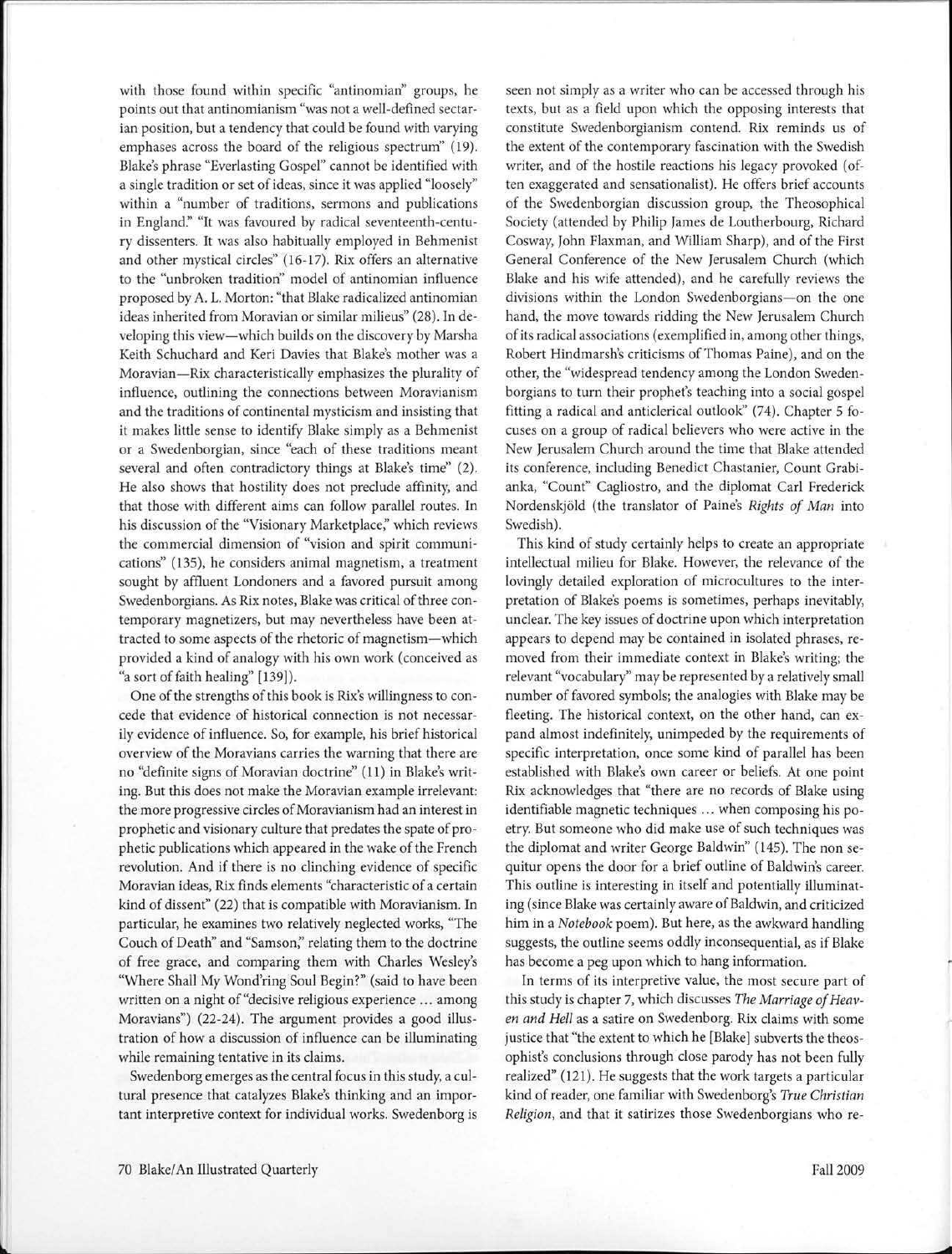with those found within specific "antinomian" groups, he points out that antinomianism "was not a well-defined sectarian position, but a tendency that could be found with varying emphases across the board of the religious spectrum" (19). Blake's phrase "Everlasting Gospel" cannot be identified with a single tradition or set of ideas, since it was applied "loosely" within a "number of traditions, sermons and publications in England." "It was favoured by radical seventeenth-century dissenters. It was also habitually employed in Behmenist and other mystical circles" (16-17). Rix offers an alternative to the "unbroken tradition" model of antinomian influence proposed by A. L. Morton: "that Blake radicalized antinomian ideas inherited from Moravian or similar milieus" (28). In developing this view—which builds on the discovery by Marsha Keith Schuchard and Keri Davies that Blake's mother was a Moravian—Rix characteristically emphasizes the plurality of influence, outlining the connections between Moravianism and the traditions of continental mysticism and insisting that it makes little sense to identify Blake simply as a Behmenist or a Swedenborgian, since "each of these traditions meant several and often contradictory things at Blake's time" (2). He also shows that hostility does not preclude affinity, and that those with different aims can follow parallel routes. In his discussion of the "Visionary Marketplace," which reviews the commercial dimension of "vision and spirit communications" (135), he considers animal magnetism, a treatment sought by affluent Londoners and a favored pursuit among Swedenborgians. As Rix notes, Blake was critical of three contemporary magnetizers, but may nevertheless have been attracted to some aspects of the rhetoric of magnetism—which provided a kind of analogy with his own work (conceived as "a sort of faith healing" [139]).

One of the strengths of this book is Rix's willingness to concede that evidence of historical connection is not necessarily evidence of influence. So, for example, his brief historical overview of the Moravians carries the warning that there are no "definite signs of Moravian doctrine" (11) in Blake's writing. But this does not make the Moravian example irrelevant: the more progressive circles of Moravianism had an interest in prophetic and visionary culture that predates the spate of prophetic publications which appeared in the wake of the French revolution. And if there is no clinching evidence of specific Moravian ideas, Rix finds elements "characteristic of a certain kind of dissent" (22) that is compatible with Moravianism. In particular, he examines two relatively neglected works, "The Couch of Death" and "Samson," relating them to the doctrine of free grace, and comparing them with Charles Wesley's "Where Shall My Wond'ring Soul Begin?" (said to have been written on a night of "decisive religious experience ... among Moravians") (22-24). The argument provides a good illustration of how a discussion of influence can be illuminating while remaining tentative in its claims.

Swedenborg emerges as the central focus in this study, a cultural presence that catalyzes Blake's thinking and an important interpretive context for individual works. Swedenborg is seen not simply as a writer who can be accessed through his texts, but as a field upon which the opposing interests that constitute Swedenborgianism contend. Rix reminds us of the extent of the contemporary fascination with the Swedish writer, and of the hostile reactions his legacy provoked (often exaggerated and sensationalist). He offers brief accounts of the Swedenborgian discussion group, the Theosophical Society (attended by Philip James de Loutherbourg, Richard Cosway, John Flaxman, and William Sharp), and of the First General Conference of the New Jerusalem Church (which Blake and his wife attended), and he carefully reviews the divisions within the London Swedenborgians—on the one hand, the move towards ridding the New Jerusalem Church of its radical associations (exemplified in, among other things, Robert Hindmarsh's criticisms of Thomas Paine), and on the other, the "widespread tendency among the London Swedenborgians to turn their prophet's teaching into a social gospel fitting a radical and anticlerical outlook" (74). Chapter 5 focuses on a group of radical believers who were active in the New Jerusalem Church around the time that Blake attended its conference, including Benedict Chastanier, Count Grabianka, "Count" Cagliostro, and the diplomat Carl Frederick Nordenskjöld (the translator of Paine's *Rights of Man* into Swedish).

This kind of study certainly helps to create an appropriate intellectual milieu for Blake. However, the relevance of the lovingly detailed exploration of microcultures to the interpretation of Blake's poems is sometimes, perhaps inevitably, unclear. The key issues of doctrine upon which interpretation appears to depend may be contained in isolated phrases, removed from their immediate context in Blake's writing; the relevant "vocabulary" may be represented by a relatively small number of favored symbols; the analogies with Blake may be fleeting. The historical context, on the other hand, can expand almost indefinitely, unimpeded by the requirements of specific interpretation, once some kind of parallel has been established with Blake's own career or beliefs. At one point Rix acknowledges that "there are no records of Blake using identifiable magnetic techniques ... when composing his poetry. But someone who did make use of such techniques was the diplomat and writer George Baldwin" (145). The non sequitur opens the door for a brief outline of Baldwin's career. This outline is interesting in itself and potentially illuminating (since Blake was certainly aware of Baldwin, and criticized him in a *Notebook* poem). But here, as the awkward handling suggests, the outline seems oddly inconsequential, as if Blake has become a peg upon which to hang information.

In terms of its interpretive value, the most secure part of this study is chapter 7, which discusses *The Marriage of Heaven and Hell* as a satire on Swedenborg. Rix claims with some justice that "the extent to which he [Blake] subverts the theosophist's conclusions through close parody has not been fully realized" (121). He suggests that the work targets a particular kind of reader, one familiar with Swedenborg's *True Christian Religion*, and that it satirizes those Swedenborgians who re-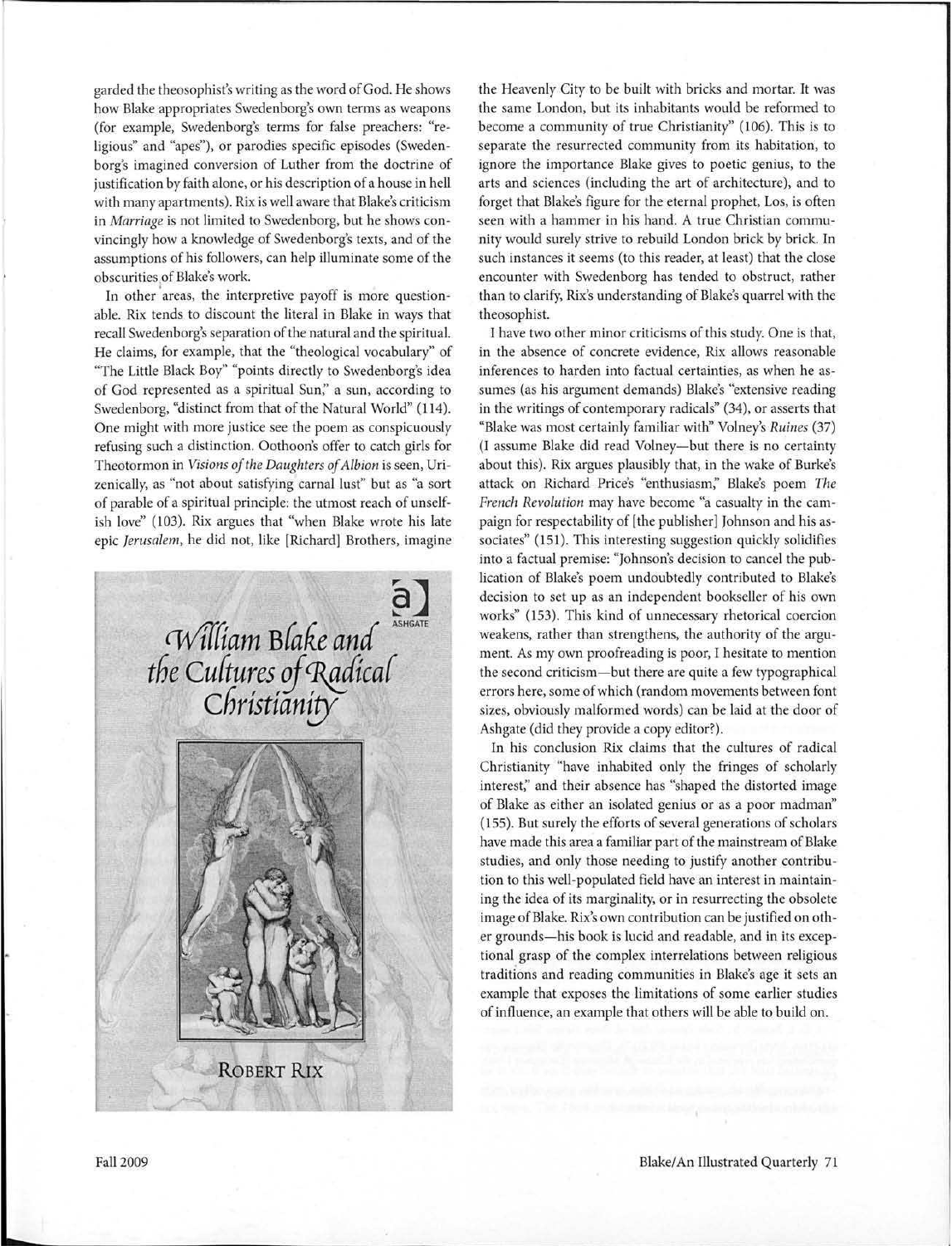garded the theosophist's writing as the word of God. He shows how Blake appropriates Swedenborg's own terms as weapons (for example, Swedenborg's terms for false preachers: "religious" and "apes"), or parodies specific episodes (Swedenborg's imagined conversion of Luther from the doctrine of justification by faith alone, or his description of a house in hell with many apartments). Rix is well aware that Blake's criticism in *Marriage* is not limited to Swedenborg, but he shows convincingly how a knowledge of Swedenborg's texts, and of the assumptions of his followers, can help illuminate some of the obscurities of Blake's work.

In other areas, the interpretive payoff is more questionable. Rix tends to discount the literal in Blake in ways that recall Swedenborg's separation of the natural and the spiritual. He claims, for example, that the "theological vocabulary" of "The Little Black Boy" "points directly to Swedenborg's idea of God represented as a spiritual Sun," a sun, according to Swedenborg, "distinct from that of the Natural World" (114). One might with more justice see the poem as conspicuously refusing such a distinction. Oothoon's offer to catch girls for Theotormon in *Visions of the Daughters of Albion* is seen, Urizenically, as "not about satisfying carnal lust" but as "a sort of parable of a spiritual principle: the utmost reach of unselfish love" (103). Rix argues that "when Blake wrote his late epic *Jerusalem*, he did not, like [Richard] Brothers, imagine the Heavenly City to be built with bricks and mortar. It was the same London, but its inhabitants would be reformed to become a community of true Christianity" (106). This is to separate the resurrected community from its habitation, to ignore the importance Blake gives to poetic genius, to the arts and sciences (including the art of architecture), and to forget that Blake's figure for the eternal prophet, Los, is often seen with a hammer in his hand. A true Christian community would surely strive to rebuild London brick by brick. In such instances it seems (to this reader, at least) that the close encounter with Swedenborg has tended to obstruct, rather than to clarify, Rix's understanding of Blake's quarrel with the theosophist.

I have two other minor criticisms of this study. One is that, in the absence of concrete evidence, Rix allows reasonable inferences to harden into factual certainties, as when he assumes (as his argument demands) Blake's "extensive reading in the writings of contemporary radicals" (34), or asserts that "Blake was most certainly familiar with" Volney's *Ruines* (37) (I assume Blake did read Volney—but there is no certainty about this). Rix argues plausibly that, in the wake of Burke's attack on Richard Price's "enthusiasm," Blake's poem *The French Revolution* may have become "a casualty in the campaign for respectability of [the publisher] Johnson and his associates" (151). This interesting suggestion quickly solidifies into a factual premise: "Johnson's decision to cancel the publication of Blake's poem undoubtedly contributed to Blake's decision to set up as an independent bookseller of his own works" (153). This kind of unnecessary rhetorical coercion weakens, rather than strengthens, the authority of the argument. As my own proofreading is poor, I hesitate to mention the second criticism—but there are quite a few typographical errors here, some of which (random movements between font sizes, obviously malformed words) can be laid at the door of Ashgate (did they provide a copy editor?).

In his conclusion Rix claims that the cultures of radical Christianity "have inhabited only the fringes of scholarly interest," and their absence has "shaped the distorted image of Blake as either an isolated genius or as a poor madman" (155). But surely the efforts of several generations of scholars have made this area a familiar part of the mainstream of Blake studies, and only those needing to justify another contribution to this well-populated field have an interest in maintaining the idea of its marginality, or in resurrecting the obsolete image of Blake. Rix's own contribution can be justified on other grounds—his book is lucid and readable, and in its exceptional grasp of the complex interrelations between religious traditions and reading communities in Blake's age it sets an example that exposes the limitations of some earlier studies of influence, an example that others will be able to build on.